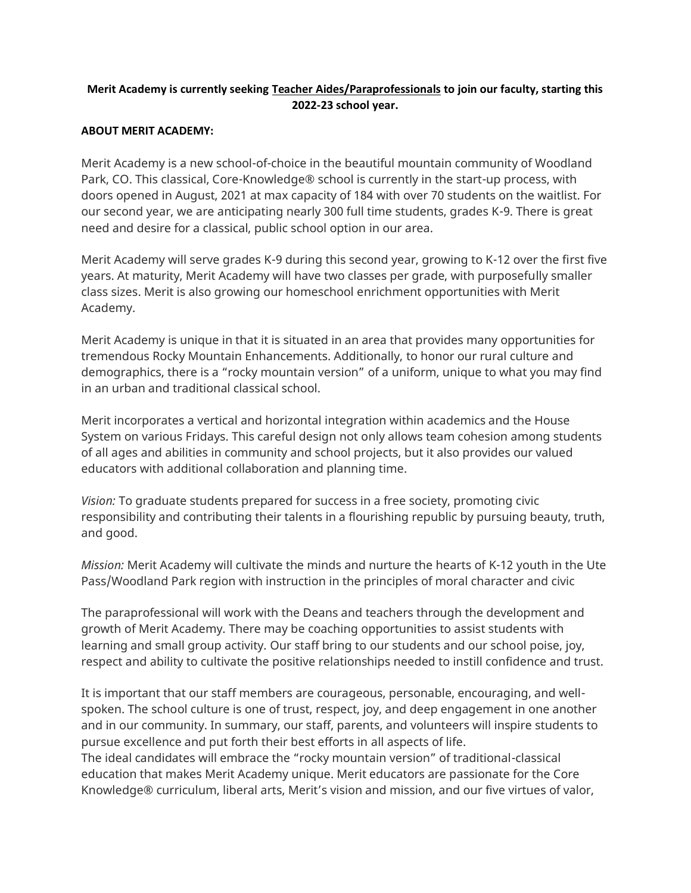**Merit Academy is currently seeking Teacher Aides/Paraprofessionals to join our faculty, starting this 2022-23 school year.**

**ABOUT MERIT ACADEMY:**

Merit Academy is a new school-of-choice in the beautiful mountain community of Woodland Park, CO. This classical, Core-Knowledge® school is currently in the start-up process, with doors opened in August, 2021 at max capacity of 184 with over 70 students on the waitlist. For our second year, we are anticipating nearly 300 full time students, grades K-9. There is great need and desire for a classical, public school option in our area.

Merit Academy will serve grades K-9 during this second year, growing to K-12 over the first five years. At maturity, Merit Academy will have two classes per grade, with purposefully smaller class sizes. Merit is also growing our homeschool enrichment opportunities with Merit Academy.

Merit Academy is unique in that it is situated in an area that provides many opportunities for tremendous Rocky Mountain Enhancements. Additionally, to honor our rural culture and demographics, there is a "rocky mountain version" of a uniform, unique to what you may find in an urban and traditional classical school.

Merit incorporates a vertical and horizontal integration within academics and the House System on various Fridays. This careful design not only allows team cohesion among students of all ages and abilities in community and school projects, but it also provides our valued educators with additional collaboration and planning time.

*Vision:* To graduate students prepared for success in a free society, promoting civic responsibility and contributing their talents in a flourishing republic by pursuing beauty, truth, and good.

*Mission:* Merit Academy will cultivate the minds and nurture the hearts of K-12 youth in the Ute Pass/Woodland Park region with instruction in the principles of moral character and civic

The paraprofessional will work with the Deans and teachers through the development and growth of Merit Academy. There may be coaching opportunities to assist students with learning and small group activity. Our staff bring to our students and our school poise, joy, respect and ability to cultivate the positive relationships needed to instill confidence and trust.

It is important that our staff members are courageous, personable, encouraging, and well-spoken. The school culture is one of trust, respect, joy, and deep engagement in one another and in our community. In summary, our staff, parents, and volunteers will inspire students to pursue excellence and put forth their best efforts in all aspects of life.
The ideal candidates will embrace the "rocky mountain version" of traditional-classical education that makes Merit Academy unique. Merit educators are passionate for the Core Knowledge® curriculum, liberal arts, Merit's vision and mission, and our five virtues of valor,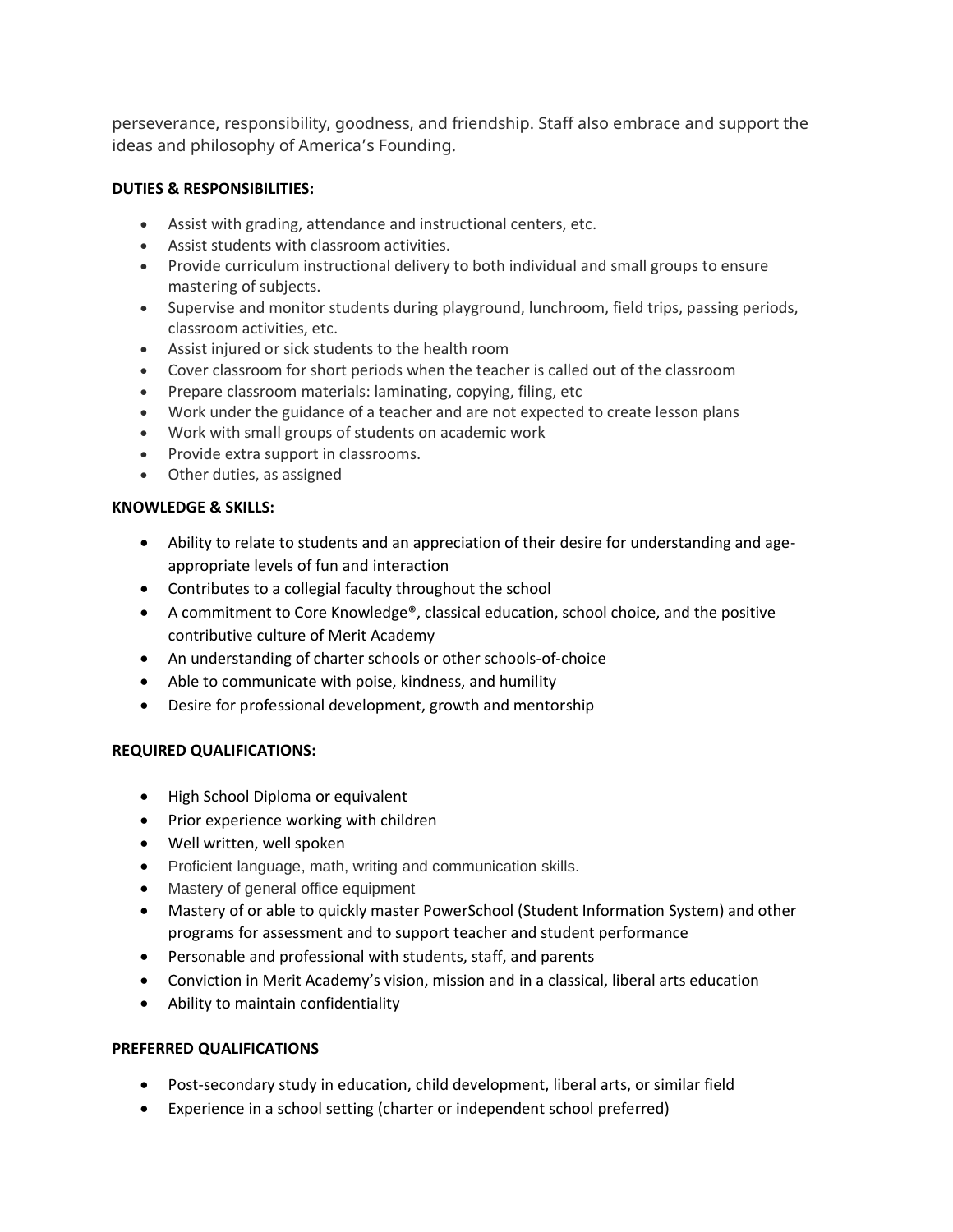perseverance, responsibility, goodness, and friendship. Staff also embrace and support the ideas and philosophy of America's Founding.

**DUTIES & RESPONSIBILITIES:**

- Assist with grading, attendance and instructional centers, etc.
- Assist students with classroom activities.
- Provide curriculum instructional delivery to both individual and small groups to ensure mastering of subjects.
- Supervise and monitor students during playground, lunchroom, field trips, passing periods, classroom activities, etc.
- Assist injured or sick students to the health room
- Cover classroom for short periods when the teacher is called out of the classroom
- Prepare classroom materials: laminating, copying, filing, etc
- Work under the guidance of a teacher and are not expected to create lesson plans
- Work with small groups of students on academic work
- Provide extra support in classrooms.
- Other duties, as assigned

**KNOWLEDGE & SKILLS:**

- Ability to relate to students and an appreciation of their desire for understanding and age-appropriate levels of fun and interaction
- Contributes to a collegial faculty throughout the school
- A commitment to Core Knowledge®, classical education, school choice, and the positive contributive culture of Merit Academy
- An understanding of charter schools or other schools-of-choice
- Able to communicate with poise, kindness, and humility
- Desire for professional development, growth and mentorship

**REQUIRED QUALIFICATIONS:**

- High School Diploma or equivalent
- Prior experience working with children
- Well written, well spoken
- Proficient language, math, writing and communication skills.
- Mastery of general office equipment
- Mastery of or able to quickly master PowerSchool (Student Information System) and other programs for assessment and to support teacher and student performance
- Personable and professional with students, staff, and parents
- Conviction in Merit Academy's vision, mission and in a classical, liberal arts education
- Ability to maintain confidentiality

**PREFERRED QUALIFICATIONS**

- Post-secondary study in education, child development, liberal arts, or similar field
- Experience in a school setting (charter or independent school preferred)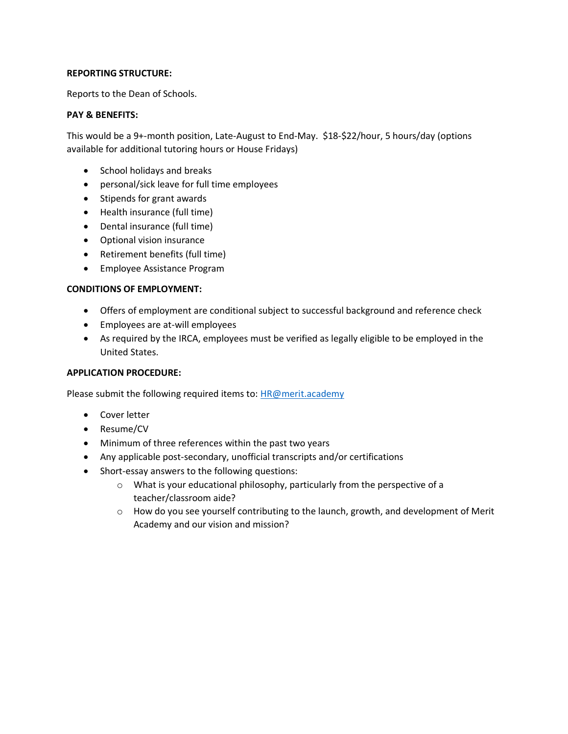**REPORTING STRUCTURE:**

Reports to the Dean of Schools.

**PAY & BENEFITS:**

This would be a 9+-month position, Late-August to End-May. $18-$22/hour, 5 hours/day (options available for additional tutoring hours or House Fridays)

- School holidays and breaks
- personal/sick leave for full time employees
- Stipends for grant awards
- Health insurance (full time)
- Dental insurance (full time)
- Optional vision insurance
- Retirement benefits (full time)
- Employee Assistance Program

**CONDITIONS OF EMPLOYMENT:**

- Offers of employment are conditional subject to successful background and reference check
- Employees are at-will employees
- As required by the IRCA, employees must be verified as legally eligible to be employed in the United States.

**APPLICATION PROCEDURE:**

Please submit the following required items to: HR@merit.academy

- Cover letter
- Resume/CV
- Minimum of three references within the past two years
- Any applicable post-secondary, unofficial transcripts and/or certifications
- Short-essay answers to the following questions:
  - What is your educational philosophy, particularly from the perspective of a teacher/classroom aide?
  - How do you see yourself contributing to the launch, growth, and development of Merit Academy and our vision and mission?